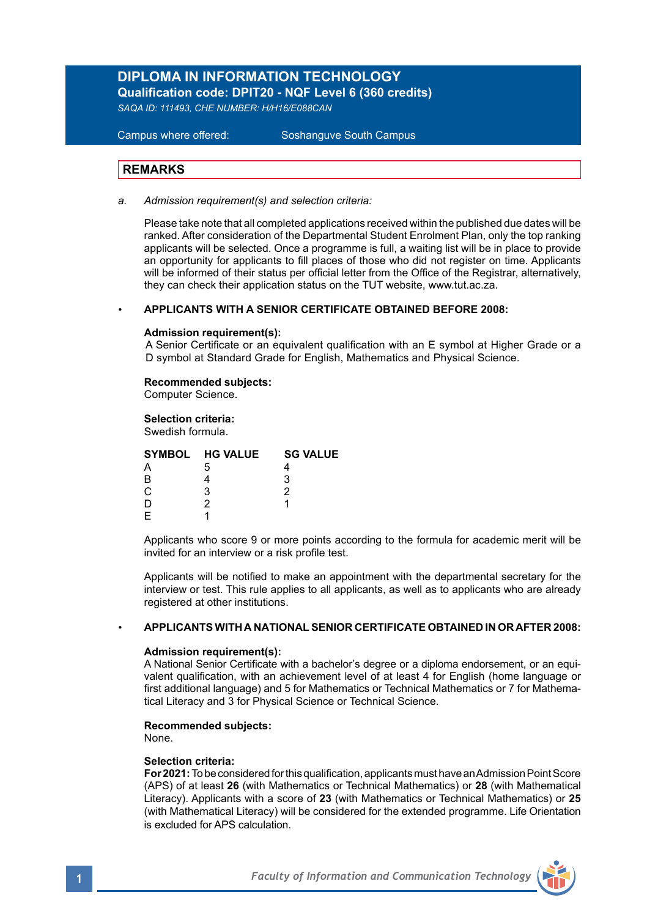# DIPLOMA IN INFORMATION TECHNOLOGY

**Qualification code: DPIT20 - NQF Level 6 (360 credits)**

*SAQA ID: 111493, CHE NUMBER: H/H16/E088CAN*

Campus where offered: Soshanguve South Campus

## REMARKS

a. *Admission requirement(s) and selection criteria:*

Please take note that all completed applications received within the published due dates will be ranked. After consideration of the Departmental Student Enrolment Plan, only the top ranking applicants will be selected. Once a programme is full, a waiting list will be in place to provide an opportunity for applicants to fill places of those who did not register on time. Applicants will be informed of their status per official letter from the Office of the Registrar, alternatively, they can check their application status on the TUT website, www.tut.ac.za.

- **APPLICANTS WITH A SENIOR CERTIFICATE OBTAINED BEFORE 2008:**

**Admission requirement(s):**
A Senior Certificate or an equivalent qualification with an E symbol at Higher Grade or a D symbol at Standard Grade for English, Mathematics and Physical Science.

**Recommended subjects:**
Computer Science.

**Selection criteria:**
Swedish formula.

| SYMBOL | HG VALUE | SG VALUE |
|---|---|---|
| A | 5 | 4 |
| B | 4 | 3 |
| C | 3 | 2 |
| D | 2 | 1 |
| E | 1 | |

Applicants who score 9 or more points according to the formula for academic merit will be invited for an interview or a risk profile test.

Applicants will be notified to make an appointment with the departmental secretary for the interview or test. This rule applies to all applicants, as well as to applicants who are already registered at other institutions.

- **APPLICANTS WITH A NATIONAL SENIOR CERTIFICATE OBTAINED IN OR AFTER 2008:**

**Admission requirement(s):**
A National Senior Certificate with a bachelor's degree or a diploma endorsement, or an equivalent qualification, with an achievement level of at least 4 for English (home language or first additional language) and 5 for Mathematics or Technical Mathematics or 7 for Mathematical Literacy and 3 for Physical Science or Technical Science.

**Recommended subjects:**
None.

**Selection criteria:**
**For 2021:** To be considered for this qualification, applicants must have an Admission Point Score (APS) of at least **26** (with Mathematics or Technical Mathematics) or **28** (with Mathematical Literacy). Applicants with a score of **23** (with Mathematics or Technical Mathematics) or **25** (with Mathematical Literacy) will be considered for the extended programme. Life Orientation is excluded for APS calculation.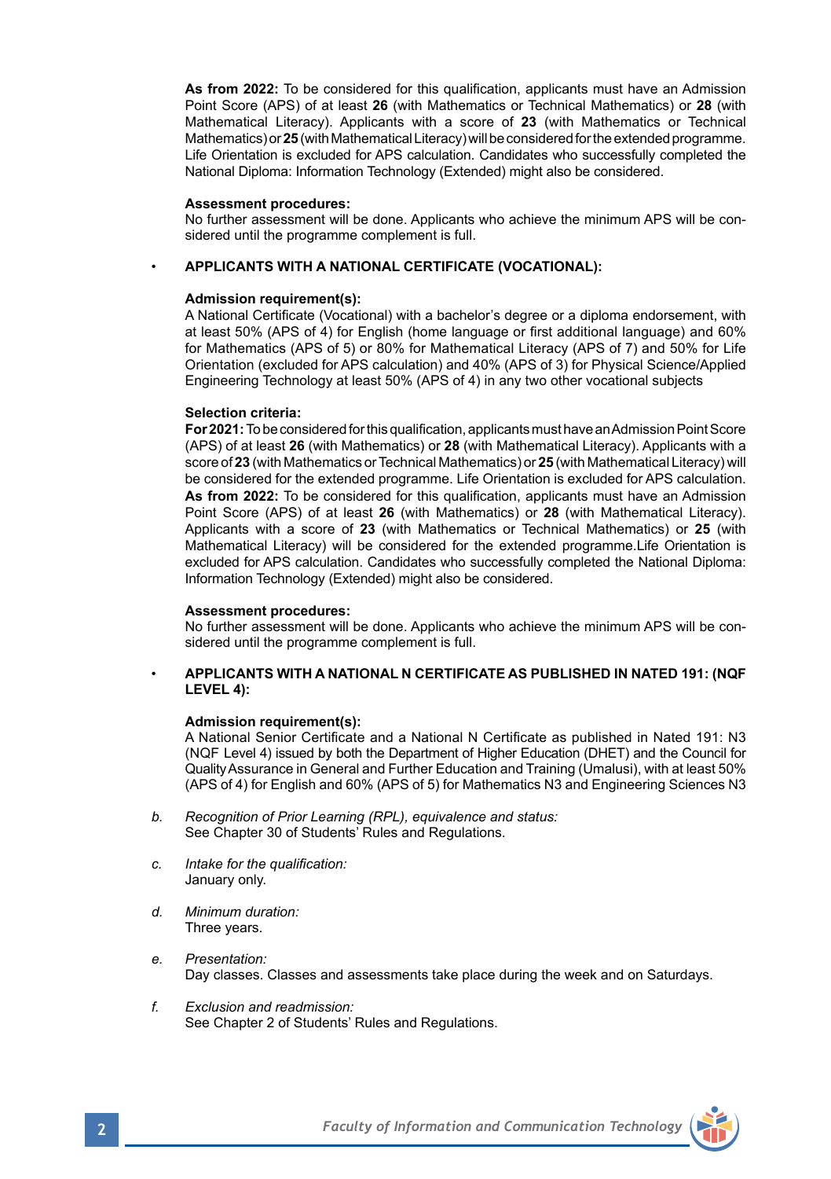**As from 2022:** To be considered for this qualification, applicants must have an Admission Point Score (APS) of at least **26** (with Mathematics or Technical Mathematics) or **28** (with Mathematical Literacy). Applicants with a score of **23** (with Mathematics or Technical Mathematics) or **25** (with Mathematical Literacy) will be considered for the extended programme. Life Orientation is excluded for APS calculation. Candidates who successfully completed the National Diploma: Information Technology (Extended) might also be considered.

**Assessment procedures:**
No further assessment will be done. Applicants who achieve the minimum APS will be considered until the programme complement is full.

- **APPLICANTS WITH A NATIONAL CERTIFICATE (VOCATIONAL):**

**Admission requirement(s):**
A National Certificate (Vocational) with a bachelor's degree or a diploma endorsement, with at least 50% (APS of 4) for English (home language or first additional language) and 60% for Mathematics (APS of 5) or 80% for Mathematical Literacy (APS of 7) and 50% for Life Orientation (excluded for APS calculation) and 40% (APS of 3) for Physical Science/Applied Engineering Technology at least 50% (APS of 4) in any two other vocational subjects

**Selection criteria:**
**For 2021:** To be considered for this qualification, applicants must have an Admission Point Score (APS) of at least **26** (with Mathematics) or **28** (with Mathematical Literacy). Applicants with a score of **23** (with Mathematics or Technical Mathematics) or **25** (with Mathematical Literacy) will be considered for the extended programme. Life Orientation is excluded for APS calculation.
**As from 2022:** To be considered for this qualification, applicants must have an Admission Point Score (APS) of at least **26** (with Mathematics) or **28** (with Mathematical Literacy). Applicants with a score of **23** (with Mathematics or Technical Mathematics) or **25** (with Mathematical Literacy) will be considered for the extended programme.Life Orientation is excluded for APS calculation. Candidates who successfully completed the National Diploma: Information Technology (Extended) might also be considered.

**Assessment procedures:**
No further assessment will be done. Applicants who achieve the minimum APS will be considered until the programme complement is full.

- **APPLICANTS WITH A NATIONAL N CERTIFICATE AS PUBLISHED IN NATED 191: (NQF LEVEL 4):**

**Admission requirement(s):**
A National Senior Certificate and a National N Certificate as published in Nated 191: N3 (NQF Level 4) issued by both the Department of Higher Education (DHET) and the Council for Quality Assurance in General and Further Education and Training (Umalusi), with at least 50% (APS of 4) for English and 60% (APS of 5) for Mathematics N3 and Engineering Sciences N3

b. *Recognition of Prior Learning (RPL), equivalence and status:*
See Chapter 30 of Students' Rules and Regulations.

c. *Intake for the qualification:*
January only.

d. *Minimum duration:*
Three years.

e. *Presentation:*
Day classes. Classes and assessments take place during the week and on Saturdays.

f. *Exclusion and readmission:*
See Chapter 2 of Students' Rules and Regulations.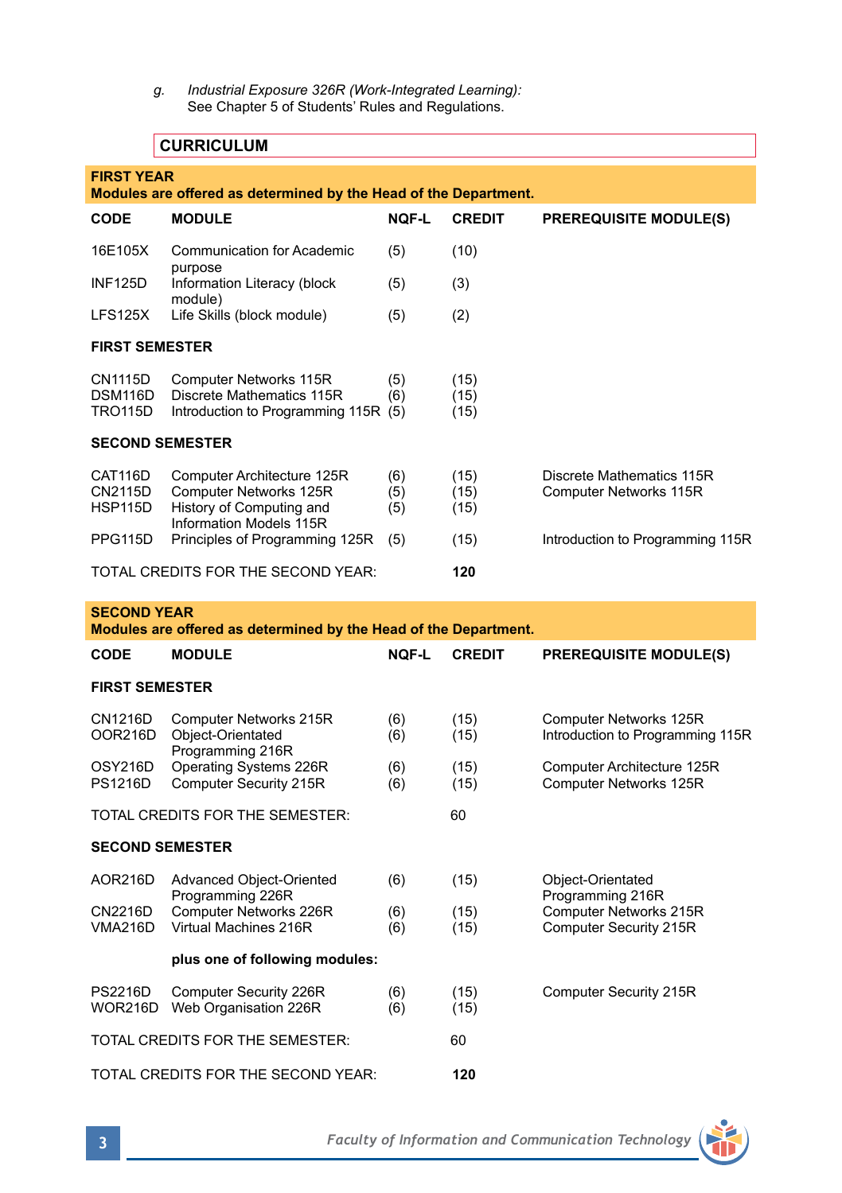g. *Industrial Exposure 326R (Work-Integrated Learning):*
See Chapter 5 of Students' Rules and Regulations.

## CURRICULUM

### FIRST YEAR
**Modules are offered as determined by the Head of the Department.**

| CODE | MODULE | NQF-L | CREDIT | PREREQUISITE MODULE(S) |
|---|---|---|---|---|
| 16E105X | Communication for Academic purpose | (5) | (10) | |
| INF125D | Information Literacy (block module) | (5) | (3) | |
| LFS125X | Life Skills (block module) | (5) | (2) | |
| **FIRST SEMESTER** | | | | |
| CN1115D | Computer Networks 115R | (5) | (15) | |
| DSM116D | Discrete Mathematics 115R | (6) | (15) | |
| TRO115D | Introduction to Programming 115R | (5) | (15) | |
| **SECOND SEMESTER** | | | | |
| CAT116D | Computer Architecture 125R | (6) | (15) | Discrete Mathematics 115R |
| CN2115D | Computer Networks 125R | (5) | (15) | Computer Networks 115R |
| HSP115D | History of Computing and Information Models 115R | (5) | (15) | |
| PPG115D | Principles of Programming 125R | (5) | (15) | Introduction to Programming 115R |
| TOTAL CREDITS FOR THE SECOND YEAR: | | | **120** | |

### SECOND YEAR
**Modules are offered as determined by the Head of the Department.**

| CODE | MODULE | NQF-L | CREDIT | PREREQUISITE MODULE(S) |
|---|---|---|---|---|
| **FIRST SEMESTER** | | | | |
| CN1216D | Computer Networks 215R | (6) | (15) | Computer Networks 125R |
| OOR216D | Object-Orientated Programming 216R | (6) | (15) | Introduction to Programming 115R |
| OSY216D | Operating Systems 226R | (6) | (15) | Computer Architecture 125R |
| PS1216D | Computer Security 215R | (6) | (15) | Computer Networks 125R |
| TOTAL CREDITS FOR THE SEMESTER: | | | 60 | |
| **SECOND SEMESTER** | | | | |
| AOR216D | Advanced Object-Oriented Programming 226R | (6) | (15) | Object-Orientated Programming 216R |
| CN2216D | Computer Networks 226R | (6) | (15) | Computer Networks 215R |
| VMA216D | Virtual Machines 216R | (6) | (15) | Computer Security 215R |
| | **plus one of following modules:** | | | |
| PS2216D | Computer Security 226R | (6) | (15) | Computer Security 215R |
| WOR216D | Web Organisation 226R | (6) | (15) | |
| TOTAL CREDITS FOR THE SEMESTER: | | | 60 | |
| TOTAL CREDITS FOR THE SECOND YEAR: | | | **120** | |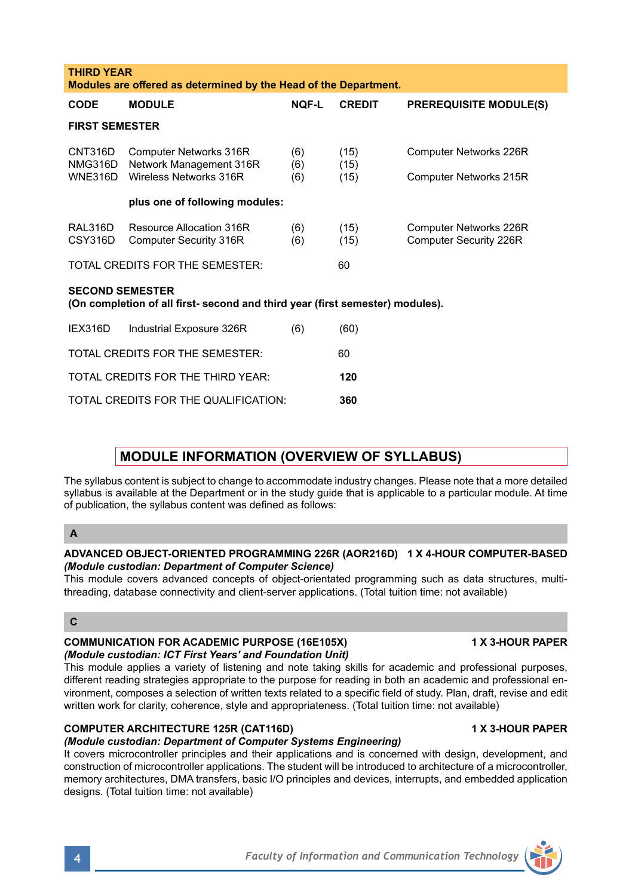| CODE | MODULE | NQF-L | CREDIT | PREREQUISITE MODULE(S) |
|---|---|---|---|---|
| **THIRD YEAR** | **Modules are offered as determined by the Head of the Department.** | | | |
| **FIRST SEMESTER** | | | | |
| CNT316D | Computer Networks 316R | (6) | (15) | Computer Networks 226R |
| NMG316D | Network Management 316R | (6) | (15) | |
| WNE316D | Wireless Networks 316R | (6) | (15) | Computer Networks 215R |
| | **plus one of following modules:** | | | |
| RAL316D | Resource Allocation 316R | (6) | (15) | Computer Networks 226R |
| CSY316D | Computer Security 316R | (6) | (15) | Computer Security 226R |
| TOTAL CREDITS FOR THE SEMESTER: | | | 60 | |
| **SECOND SEMESTER** | **(On completion of all first- second and third year (first semester) modules).** | | | |
| IEX316D | Industrial Exposure 326R | (6) | (60) | |
| TOTAL CREDITS FOR THE SEMESTER: | | | 60 | |
| TOTAL CREDITS FOR THE THIRD YEAR: | | | **120** | |
| TOTAL CREDITS FOR THE QUALIFICATION: | | | **360** | |

## MODULE INFORMATION (OVERVIEW OF SYLLABUS)

The syllabus content is subject to change to accommodate industry changes. Please note that a more detailed syllabus is available at the Department or in the study guide that is applicable to a particular module. At time of publication, the syllabus content was defined as follows:

### A

**ADVANCED OBJECT-ORIENTED PROGRAMMING 226R (AOR216D) 1 X 4-HOUR COMPUTER-BASED**
***(Module custodian: Department of Computer Science)***
This module covers advanced concepts of object-orientated programming such as data structures, multi-threading, database connectivity and client-server applications. (Total tuition time: not available)

### C

**COMMUNICATION FOR ACADEMIC PURPOSE (16E105X) 1 X 3-HOUR PAPER**
***(Module custodian: ICT First Years' and Foundation Unit)***
This module applies a variety of listening and note taking skills for academic and professional purposes, different reading strategies appropriate to the purpose for reading in both an academic and professional environment, composes a selection of written texts related to a specific field of study. Plan, draft, revise and edit written work for clarity, coherence, style and appropriateness. (Total tuition time: not available)

**COMPUTER ARCHITECTURE 125R (CAT116D) 1 X 3-HOUR PAPER**
***(Module custodian: Department of Computer Systems Engineering)***
It covers microcontroller principles and their applications and is concerned with design, development, and construction of microcontroller applications. The student will be introduced to architecture of a microcontroller, memory architectures, DMA transfers, basic I/O principles and devices, interrupts, and embedded application designs. (Total tuition time: not available)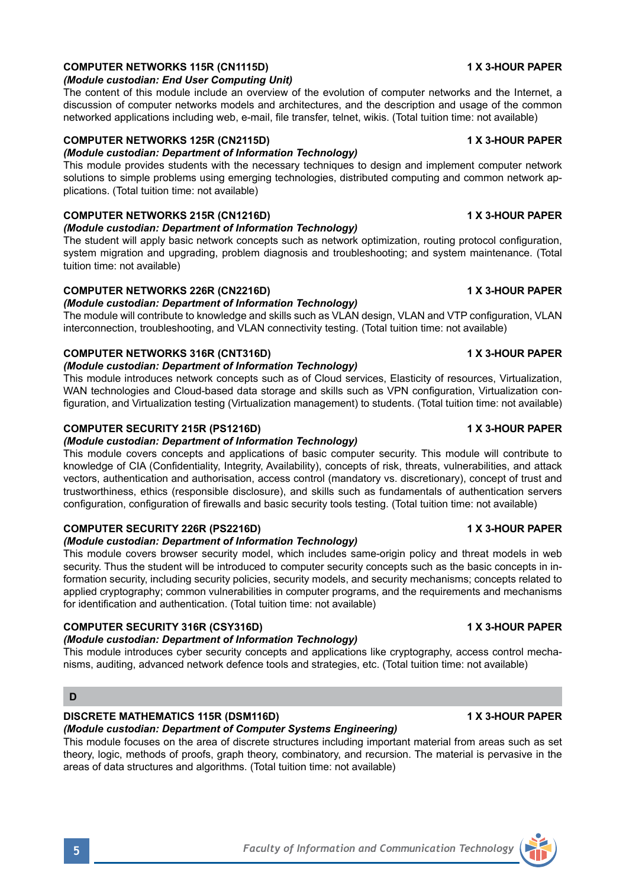### COMPUTER NETWORKS 115R (CN1115D) — 1 X 3-HOUR PAPER

*(Module custodian: End User Computing Unit)*

The content of this module include an overview of the evolution of computer networks and the Internet, a discussion of computer networks models and architectures, and the description and usage of the common networked applications including web, e-mail, file transfer, telnet, wikis. (Total tuition time: not available)

### COMPUTER NETWORKS 125R (CN2115D) — 1 X 3-HOUR PAPER

*(Module custodian: Department of Information Technology)*

This module provides students with the necessary techniques to design and implement computer network solutions to simple problems using emerging technologies, distributed computing and common network applications. (Total tuition time: not available)

### COMPUTER NETWORKS 215R (CN1216D) — 1 X 3-HOUR PAPER

*(Module custodian: Department of Information Technology)*

The student will apply basic network concepts such as network optimization, routing protocol configuration, system migration and upgrading, problem diagnosis and troubleshooting; and system maintenance. (Total tuition time: not available)

### COMPUTER NETWORKS 226R (CN2216D) — 1 X 3-HOUR PAPER

*(Module custodian: Department of Information Technology)*

The module will contribute to knowledge and skills such as VLAN design, VLAN and VTP configuration, VLAN interconnection, troubleshooting, and VLAN connectivity testing. (Total tuition time: not available)

### COMPUTER NETWORKS 316R (CNT316D) — 1 X 3-HOUR PAPER

*(Module custodian: Department of Information Technology)*

This module introduces network concepts such as of Cloud services, Elasticity of resources, Virtualization, WAN technologies and Cloud-based data storage and skills such as VPN configuration, Virtualization configuration, and Virtualization testing (Virtualization management) to students. (Total tuition time: not available)

### COMPUTER SECURITY 215R (PS1216D) — 1 X 3-HOUR PAPER

*(Module custodian: Department of Information Technology)*

This module covers concepts and applications of basic computer security. This module will contribute to knowledge of CIA (Confidentiality, Integrity, Availability), concepts of risk, threats, vulnerabilities, and attack vectors, authentication and authorisation, access control (mandatory vs. discretionary), concept of trust and trustworthiness, ethics (responsible disclosure), and skills such as fundamentals of authentication servers configuration, configuration of firewalls and basic security tools testing. (Total tuition time: not available)

### COMPUTER SECURITY 226R (PS2216D) — 1 X 3-HOUR PAPER

*(Module custodian: Department of Information Technology)*

This module covers browser security model, which includes same-origin policy and threat models in web security. Thus the student will be introduced to computer security concepts such as the basic concepts in information security, including security policies, security models, and security mechanisms; concepts related to applied cryptography; common vulnerabilities in computer programs, and the requirements and mechanisms for identification and authentication. (Total tuition time: not available)

### COMPUTER SECURITY 316R (CSY316D) — 1 X 3-HOUR PAPER

*(Module custodian: Department of Information Technology)*

This module introduces cyber security concepts and applications like cryptography, access control mechanisms, auditing, advanced network defence tools and strategies, etc. (Total tuition time: not available)

## D

### DISCRETE MATHEMATICS 115R (DSM116D) — 1 X 3-HOUR PAPER

*(Module custodian: Department of Computer Systems Engineering)*

This module focuses on the area of discrete structures including important material from areas such as set theory, logic, methods of proofs, graph theory, combinatory, and recursion. The material is pervasive in the areas of data structures and algorithms. (Total tuition time: not available)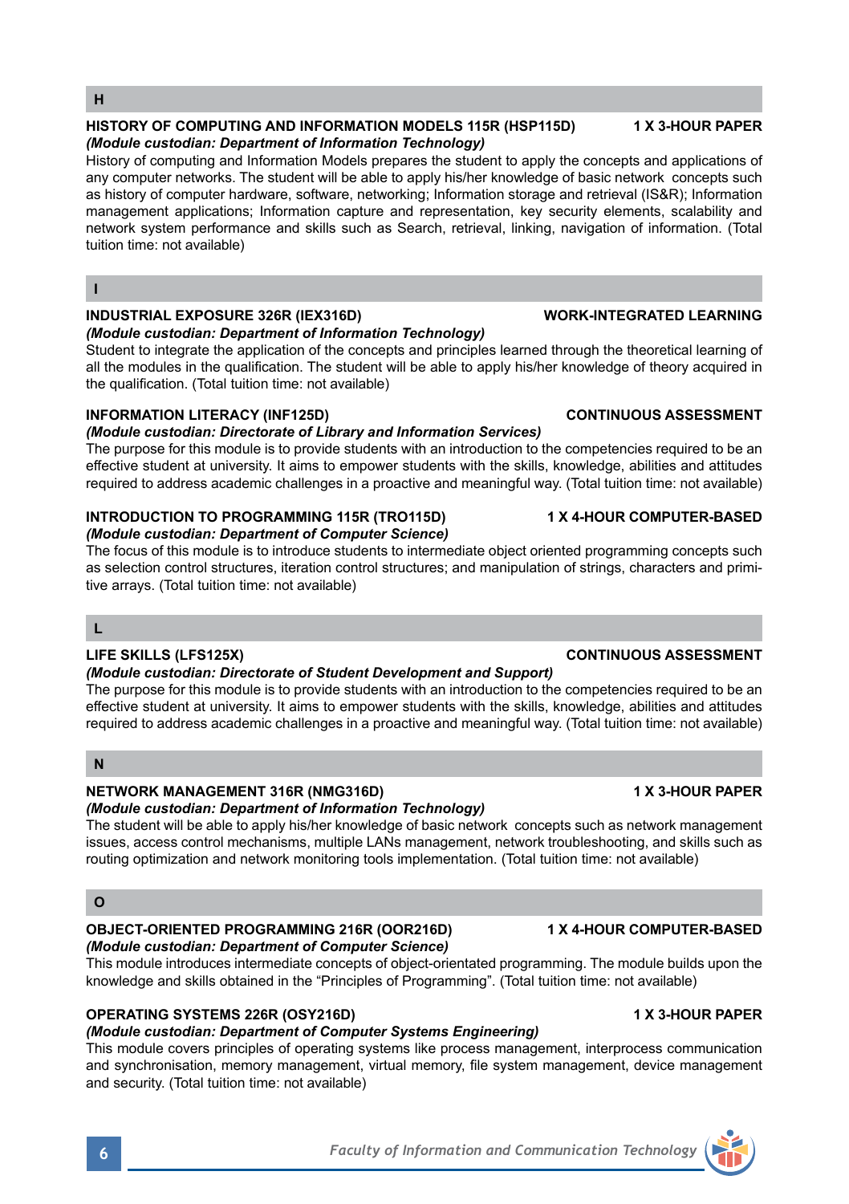## H

**HISTORY OF COMPUTING AND INFORMATION MODELS 115R (HSP115D)** **1 X 3-HOUR PAPER**
***(Module custodian: Department of Information Technology)***
History of computing and Information Models prepares the student to apply the concepts and applications of any computer networks. The student will be able to apply his/her knowledge of basic network concepts such as history of computer hardware, software, networking; Information storage and retrieval (IS&R); Information management applications; Information capture and representation, key security elements, scalability and network system performance and skills such as Search, retrieval, linking, navigation of information. (Total tuition time: not available)

## I

**INDUSTRIAL EXPOSURE 326R (IEX316D)** **WORK-INTEGRATED LEARNING**
***(Module custodian: Department of Information Technology)***
Student to integrate the application of the concepts and principles learned through the theoretical learning of all the modules in the qualification. The student will be able to apply his/her knowledge of theory acquired in the qualification. (Total tuition time: not available)

**INFORMATION LITERACY (INF125D)** **CONTINUOUS ASSESSMENT**
***(Module custodian: Directorate of Library and Information Services)***
The purpose for this module is to provide students with an introduction to the competencies required to be an effective student at university. It aims to empower students with the skills, knowledge, abilities and attitudes required to address academic challenges in a proactive and meaningful way. (Total tuition time: not available)

**INTRODUCTION TO PROGRAMMING 115R (TRO115D)** **1 X 4-HOUR COMPUTER-BASED**
***(Module custodian: Department of Computer Science)***
The focus of this module is to introduce students to intermediate object oriented programming concepts such as selection control structures, iteration control structures; and manipulation of strings, characters and primitive arrays. (Total tuition time: not available)

## L

**LIFE SKILLS (LFS125X)** **CONTINUOUS ASSESSMENT**
***(Module custodian: Directorate of Student Development and Support)***
The purpose for this module is to provide students with an introduction to the competencies required to be an effective student at university. It aims to empower students with the skills, knowledge, abilities and attitudes required to address academic challenges in a proactive and meaningful way. (Total tuition time: not available)

## N

**NETWORK MANAGEMENT 316R (NMG316D)** **1 X 3-HOUR PAPER**
***(Module custodian: Department of Information Technology)***
The student will be able to apply his/her knowledge of basic network concepts such as network management issues, access control mechanisms, multiple LANs management, network troubleshooting, and skills such as routing optimization and network monitoring tools implementation. (Total tuition time: not available)

## O

**OBJECT-ORIENTED PROGRAMMING 216R (OOR216D)** **1 X 4-HOUR COMPUTER-BASED**
***(Module custodian: Department of Computer Science)***
This module introduces intermediate concepts of object-orientated programming. The module builds upon the knowledge and skills obtained in the "Principles of Programming". (Total tuition time: not available)

**OPERATING SYSTEMS 226R (OSY216D)** **1 X 3-HOUR PAPER**
***(Module custodian: Department of Computer Systems Engineering)***
This module covers principles of operating systems like process management, interprocess communication and synchronisation, memory management, virtual memory, file system management, device management and security. (Total tuition time: not available)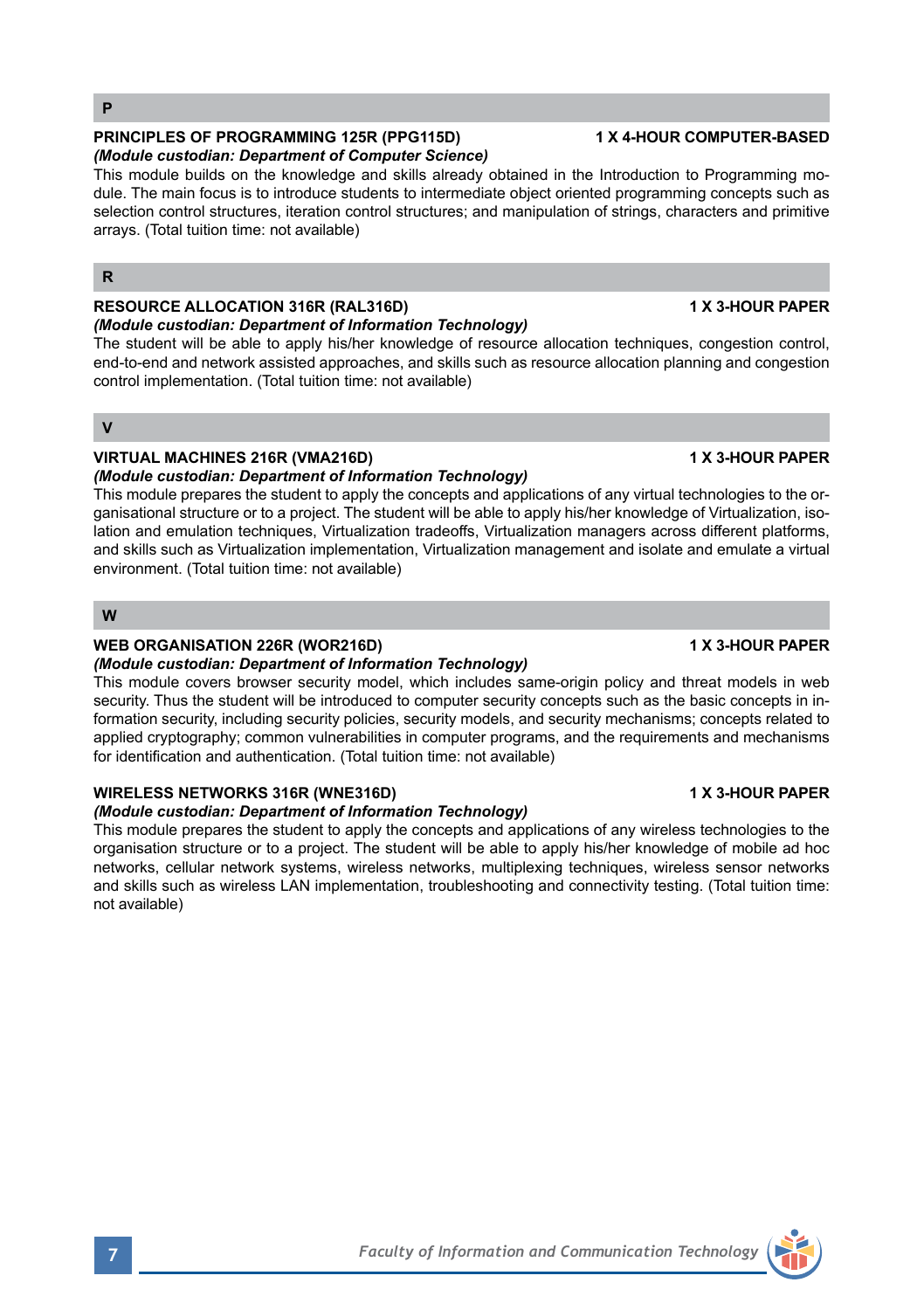## P

**PRINCIPLES OF PROGRAMMING 125R (PPG115D)** **1 X 4-HOUR COMPUTER-BASED**
***(Module custodian: Department of Computer Science)***
This module builds on the knowledge and skills already obtained in the Introduction to Programming module. The main focus is to introduce students to intermediate object oriented programming concepts such as selection control structures, iteration control structures; and manipulation of strings, characters and primitive arrays. (Total tuition time: not available)

## R

**RESOURCE ALLOCATION 316R (RAL316D)** **1 X 3-HOUR PAPER**
***(Module custodian: Department of Information Technology)***
The student will be able to apply his/her knowledge of resource allocation techniques, congestion control, end-to-end and network assisted approaches, and skills such as resource allocation planning and congestion control implementation. (Total tuition time: not available)

## V

**VIRTUAL MACHINES 216R (VMA216D)** **1 X 3-HOUR PAPER**
***(Module custodian: Department of Information Technology)***
This module prepares the student to apply the concepts and applications of any virtual technologies to the organisational structure or to a project. The student will be able to apply his/her knowledge of Virtualization, isolation and emulation techniques, Virtualization tradeoffs, Virtualization managers across different platforms, and skills such as Virtualization implementation, Virtualization management and isolate and emulate a virtual environment. (Total tuition time: not available)

## W

**WEB ORGANISATION 226R (WOR216D)** **1 X 3-HOUR PAPER**
***(Module custodian: Department of Information Technology)***
This module covers browser security model, which includes same-origin policy and threat models in web security. Thus the student will be introduced to computer security concepts such as the basic concepts in information security, including security policies, security models, and security mechanisms; concepts related to applied cryptography; common vulnerabilities in computer programs, and the requirements and mechanisms for identification and authentication. (Total tuition time: not available)

**WIRELESS NETWORKS 316R (WNE316D)** **1 X 3-HOUR PAPER**
***(Module custodian: Department of Information Technology)***
This module prepares the student to apply the concepts and applications of any wireless technologies to the organisation structure or to a project. The student will be able to apply his/her knowledge of mobile ad hoc networks, cellular network systems, wireless networks, multiplexing techniques, wireless sensor networks and skills such as wireless LAN implementation, troubleshooting and connectivity testing. (Total tuition time: not available)